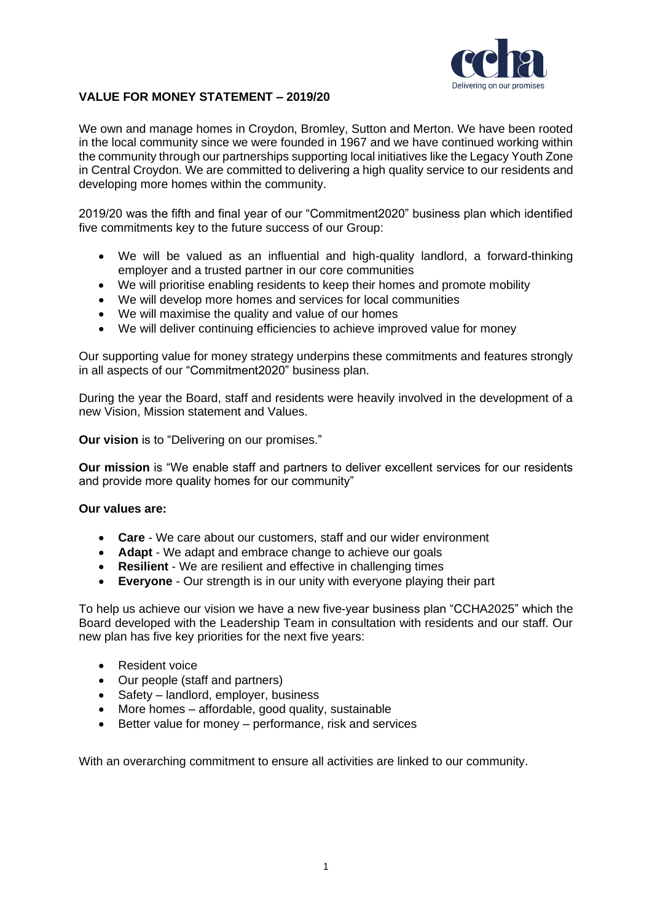# VALUE FOR MONEY STATEMENT – 2019/20

We own and manage homes in Croydon, Bromley, Sutton and Merton. We have been rooted in the local community since we were founded in 1967 and we have continued working within the community through our partnerships supporting local initiatives like the Legacy Youth Zone in Central Croydon. We are committed to delivering a high quality service to our residents and developing more homes within the community.

2019/20 was the fifth and final year of our "Commitment2020" business plan which identified five commitments key to the future success of our Group:

- We will be valued as an influential and high-quality landlord, a forward-thinking employer and a trusted partner in our core communities
- We will prioritise enabling residents to keep their homes and promote mobility
- We will develop more homes and services for local communities
- We will maximise the quality and value of our homes
- We will deliver continuing efficiencies to achieve improved value for money

Our supporting value for money strategy underpins these commitments and features strongly in all aspects of our "Commitment2020" business plan.

During the year the Board, staff and residents were heavily involved in the development of a new Vision, Mission statement and Values.

**Our vision** is to "Delivering on our promises."

**Our mission** is "We enable staff and partners to deliver excellent services for our residents and provide more quality homes for our community"

**Our values are:**

- **Care** - We care about our customers, staff and our wider environment
- **Adapt** - We adapt and embrace change to achieve our goals
- **Resilient** - We are resilient and effective in challenging times
- **Everyone** - Our strength is in our unity with everyone playing their part

To help us achieve our vision we have a new five-year business plan "CCHA2025" which the Board developed with the Leadership Team in consultation with residents and our staff. Our new plan has five key priorities for the next five years:

- Resident voice
- Our people (staff and partners)
- Safety – landlord, employer, business
- More homes – affordable, good quality, sustainable
- Better value for money – performance, risk and services

With an overarching commitment to ensure all activities are linked to our community.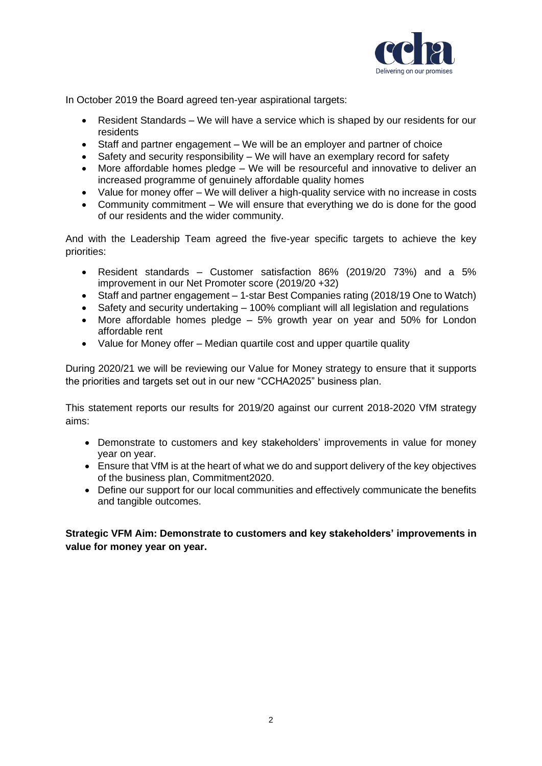In October 2019 the Board agreed ten-year aspirational targets:

- Resident Standards – We will have a service which is shaped by our residents for our residents
- Staff and partner engagement – We will be an employer and partner of choice
- Safety and security responsibility – We will have an exemplary record for safety
- More affordable homes pledge – We will be resourceful and innovative to deliver an increased programme of genuinely affordable quality homes
- Value for money offer – We will deliver a high-quality service with no increase in costs
- Community commitment – We will ensure that everything we do is done for the good of our residents and the wider community.

And with the Leadership Team agreed the five-year specific targets to achieve the key priorities:

- Resident standards – Customer satisfaction 86% (2019/20 73%) and a 5% improvement in our Net Promoter score (2019/20 +32)
- Staff and partner engagement – 1-star Best Companies rating (2018/19 One to Watch)
- Safety and security undertaking – 100% compliant will all legislation and regulations
- More affordable homes pledge – 5% growth year on year and 50% for London affordable rent
- Value for Money offer – Median quartile cost and upper quartile quality

During 2020/21 we will be reviewing our Value for Money strategy to ensure that it supports the priorities and targets set out in our new "CCHA2025" business plan.

This statement reports our results for 2019/20 against our current 2018-2020 VfM strategy aims:

- Demonstrate to customers and key stakeholders' improvements in value for money year on year.
- Ensure that VfM is at the heart of what we do and support delivery of the key objectives of the business plan, Commitment2020.
- Define our support for our local communities and effectively communicate the benefits and tangible outcomes.

**Strategic VFM Aim: Demonstrate to customers and key stakeholders' improvements in value for money year on year.**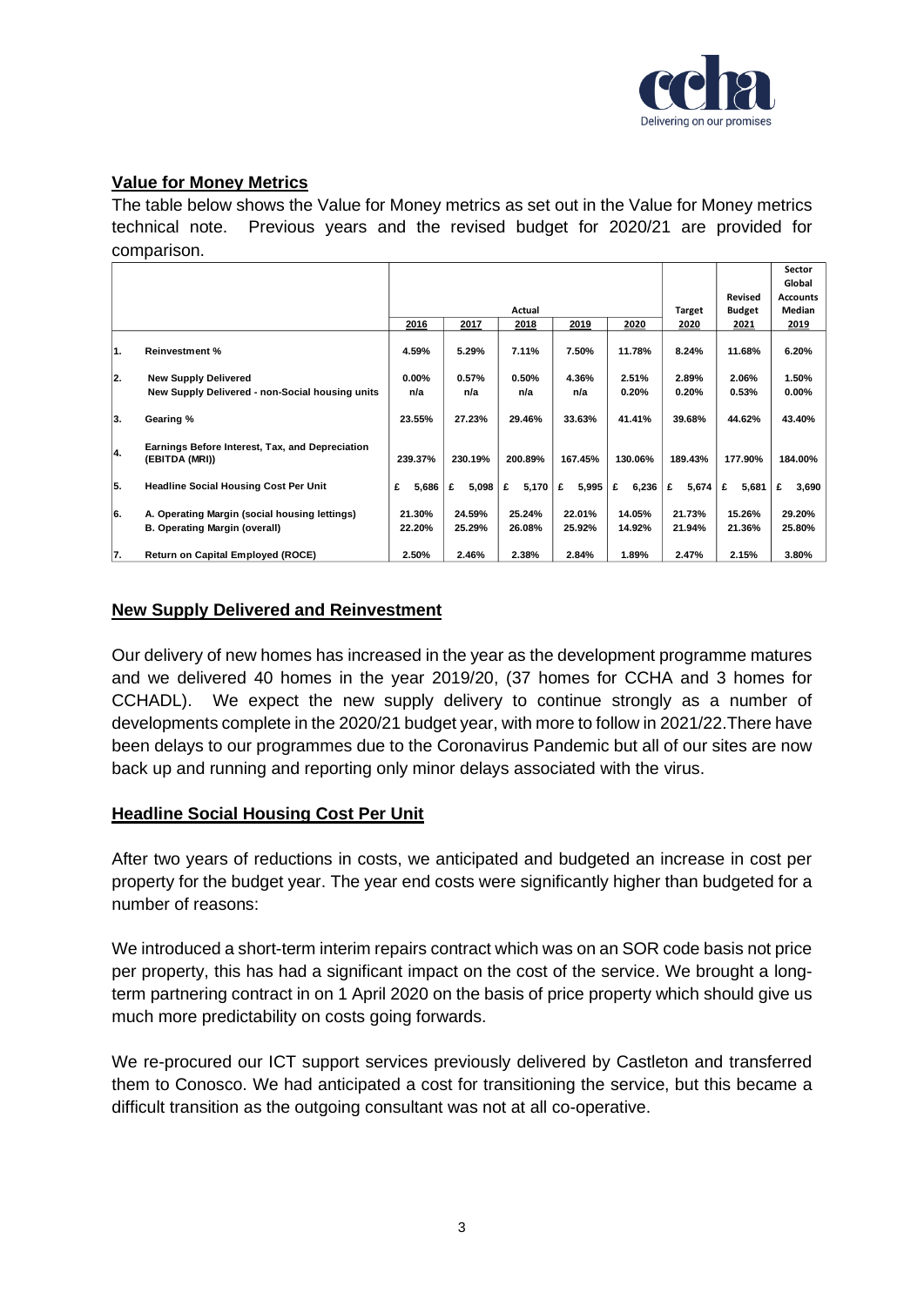## Value for Money Metrics

The table below shows the Value for Money metrics as set out in the Value for Money metrics technical note. Previous years and the revised budget for 2020/21 are provided for comparison.

| | | Actual | | | | | Target | Revised Budget | Sector Global Accounts Median |
|---|---|---|---|---|---|---|---|---|---|
| | | 2016 | 2017 | 2018 | 2019 | 2020 | 2020 | 2021 | 2019 |
| 1. | **Reinvestment %** | 4.59% | 5.29% | 7.11% | 7.50% | 11.78% | 8.24% | 11.68% | 6.20% |
| 2. | **New Supply Delivered** | 0.00% | 0.57% | 0.50% | 4.36% | 2.51% | 2.89% | 2.06% | 1.50% |
| | **New Supply Delivered - non-Social housing units** | n/a | n/a | n/a | n/a | 0.20% | 0.20% | 0.53% | 0.00% |
| 3. | **Gearing %** | 23.55% | 27.23% | 29.46% | 33.63% | 41.41% | 39.68% | 44.62% | 43.40% |
| 4. | **Earnings Before Interest, Tax, and Depreciation (EBITDA (MRI))** | 239.37% | 230.19% | 200.89% | 167.45% | 130.06% | 189.43% | 177.90% | 184.00% |
| 5. | **Headline Social Housing Cost Per Unit** | £ 5,686 | £ 5,098 | £ 5,170 | £ 5,995 | £ 6,236 | £ 5,674 | £ 5,681 | £ 3,690 |
| 6. | **A. Operating Margin (social housing lettings)** | 21.30% | 24.59% | 25.24% | 22.01% | 14.05% | 21.73% | 15.26% | 29.20% |
| | **B. Operating Margin (overall)** | 22.20% | 25.29% | 26.08% | 25.92% | 14.92% | 21.94% | 21.36% | 25.80% |
| 7. | **Return on Capital Employed (ROCE)** | 2.50% | 2.46% | 2.38% | 2.84% | 1.89% | 2.47% | 2.15% | 3.80% |

## New Supply Delivered and Reinvestment

Our delivery of new homes has increased in the year as the development programme matures and we delivered 40 homes in the year 2019/20, (37 homes for CCHA and 3 homes for CCHADL). We expect the new supply delivery to continue strongly as a number of developments complete in the 2020/21 budget year, with more to follow in 2021/22.There have been delays to our programmes due to the Coronavirus Pandemic but all of our sites are now back up and running and reporting only minor delays associated with the virus.

## Headline Social Housing Cost Per Unit

After two years of reductions in costs, we anticipated and budgeted an increase in cost per property for the budget year. The year end costs were significantly higher than budgeted for a number of reasons:

We introduced a short-term interim repairs contract which was on an SOR code basis not price per property, this has had a significant impact on the cost of the service. We brought a long-term partnering contract in on 1 April 2020 on the basis of price property which should give us much more predictability on costs going forwards.

We re-procured our ICT support services previously delivered by Castleton and transferred them to Conosco. We had anticipated a cost for transitioning the service, but this became a difficult transition as the outgoing consultant was not at all co-operative.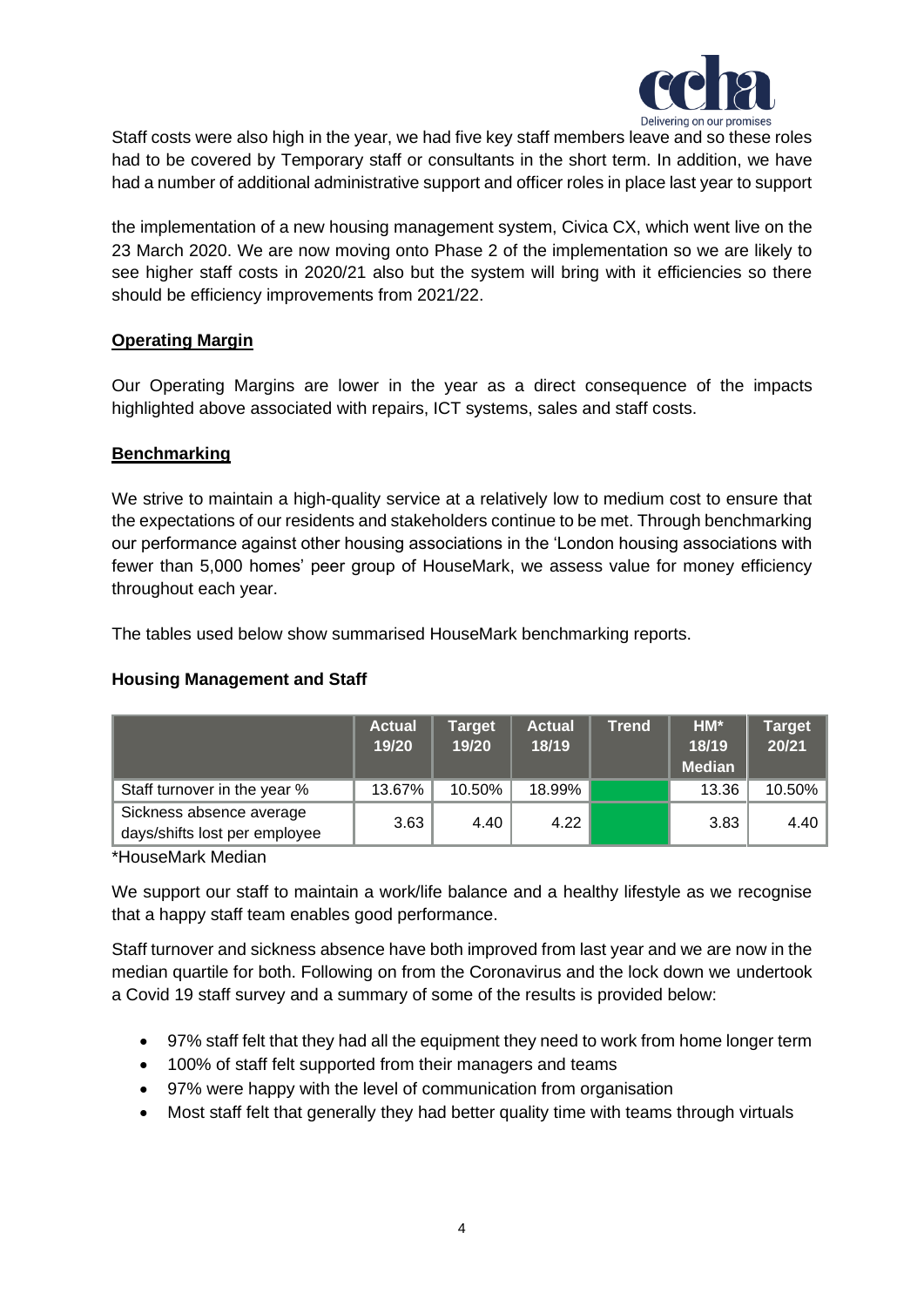Staff costs were also high in the year, we had five key staff members leave and so these roles had to be covered by Temporary staff or consultants in the short term. In addition, we have had a number of additional administrative support and officer roles in place last year to support

the implementation of a new housing management system, Civica CX, which went live on the 23 March 2020. We are now moving onto Phase 2 of the implementation so we are likely to see higher staff costs in 2020/21 also but the system will bring with it efficiencies so there should be efficiency improvements from 2021/22.

**Operating Margin**

Our Operating Margins are lower in the year as a direct consequence of the impacts highlighted above associated with repairs, ICT systems, sales and staff costs.

**Benchmarking**

We strive to maintain a high-quality service at a relatively low to medium cost to ensure that the expectations of our residents and stakeholders continue to be met. Through benchmarking our performance against other housing associations in the 'London housing associations with fewer than 5,000 homes' peer group of HouseMark, we assess value for money efficiency throughout each year.

The tables used below show summarised HouseMark benchmarking reports.

**Housing Management and Staff**

| | Actual 19/20 | Target 19/20 | Actual 18/19 | Trend | HM* 18/19 Median | Target 20/21 |
|---|---|---|---|---|---|---|
| Staff turnover in the year % | 13.67% | 10.50% | 18.99% | | 13.36 | 10.50% |
| Sickness absence average days/shifts lost per employee | 3.63 | 4.40 | 4.22 | | 3.83 | 4.40 |

*HouseMark Median

We support our staff to maintain a work/life balance and a healthy lifestyle as we recognise that a happy staff team enables good performance.

Staff turnover and sickness absence have both improved from last year and we are now in the median quartile for both. Following on from the Coronavirus and the lock down we undertook a Covid 19 staff survey and a summary of some of the results is provided below:

- 97% staff felt that they had all the equipment they need to work from home longer term
- 100% of staff felt supported from their managers and teams
- 97% were happy with the level of communication from organisation
- Most staff felt that generally they had better quality time with teams through virtuals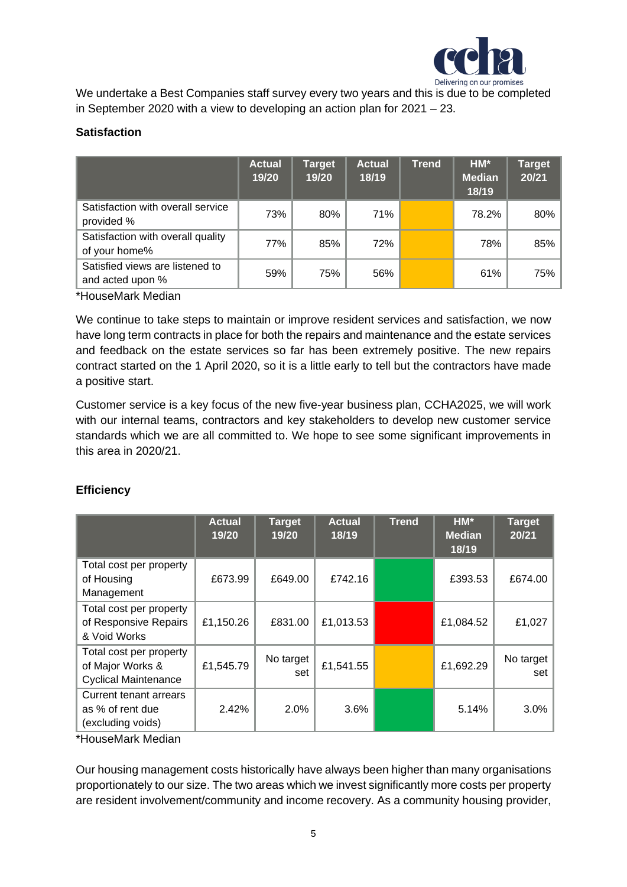We undertake a Best Companies staff survey every two years and this is due to be completed in September 2020 with a view to developing an action plan for 2021 – 23.

**Satisfaction**

| | Actual 19/20 | Target 19/20 | Actual 18/19 | Trend | HM* Median 18/19 | Target 20/21 |
|---|---|---|---|---|---|---|
| Satisfaction with overall service provided % | 73% | 80% | 71% | | 78.2% | 80% |
| Satisfaction with overall quality of your home% | 77% | 85% | 72% | | 78% | 85% |
| Satisfied views are listened to and acted upon % | 59% | 75% | 56% | | 61% | 75% |

*HouseMark Median

We continue to take steps to maintain or improve resident services and satisfaction, we now have long term contracts in place for both the repairs and maintenance and the estate services and feedback on the estate services so far has been extremely positive. The new repairs contract started on the 1 April 2020, so it is a little early to tell but the contractors have made a positive start.

Customer service is a key focus of the new five-year business plan, CCHA2025, we will work with our internal teams, contractors and key stakeholders to develop new customer service standards which we are all committed to. We hope to see some significant improvements in this area in 2020/21.

**Efficiency**

| | Actual 19/20 | Target 19/20 | Actual 18/19 | Trend | HM* Median 18/19 | Target 20/21 |
|---|---|---|---|---|---|---|
| Total cost per property of Housing Management | £673.99 | £649.00 | £742.16 | | £393.53 | £674.00 |
| Total cost per property of Responsive Repairs & Void Works | £1,150.26 | £831.00 | £1,013.53 | | £1,084.52 | £1,027 |
| Total cost per property of Major Works & Cyclical Maintenance | £1,545.79 | No target set | £1,541.55 | | £1,692.29 | No target set |
| Current tenant arrears as % of rent due (excluding voids) | 2.42% | 2.0% | 3.6% | | 5.14% | 3.0% |

*HouseMark Median

Our housing management costs historically have always been higher than many organisations proportionately to our size. The two areas which we invest significantly more costs per property are resident involvement/community and income recovery. As a community housing provider,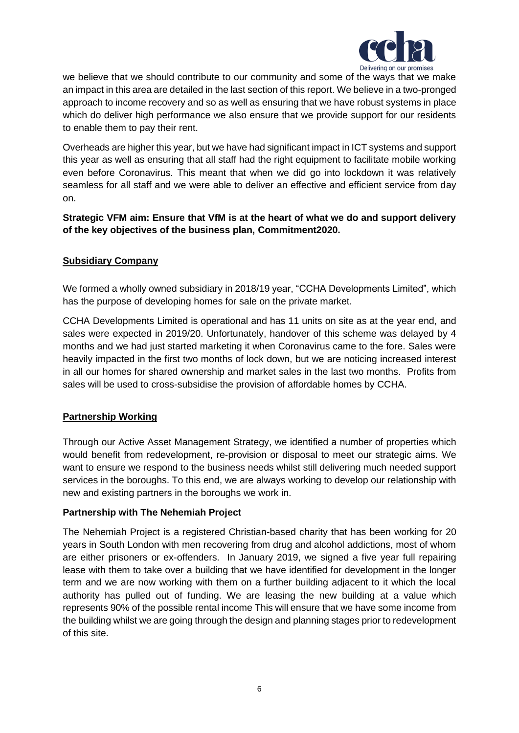we believe that we should contribute to our community and some of the ways that we make an impact in this area are detailed in the last section of this report. We believe in a two-pronged approach to income recovery and so as well as ensuring that we have robust systems in place which do deliver high performance we also ensure that we provide support for our residents to enable them to pay their rent.

Overheads are higher this year, but we have had significant impact in ICT systems and support this year as well as ensuring that all staff had the right equipment to facilitate mobile working even before Coronavirus. This meant that when we did go into lockdown it was relatively seamless for all staff and we were able to deliver an effective and efficient service from day on.

**Strategic VFM aim: Ensure that VfM is at the heart of what we do and support delivery of the key objectives of the business plan, Commitment2020.**

## Subsidiary Company

We formed a wholly owned subsidiary in 2018/19 year, "CCHA Developments Limited", which has the purpose of developing homes for sale on the private market.

CCHA Developments Limited is operational and has 11 units on site as at the year end, and sales were expected in 2019/20. Unfortunately, handover of this scheme was delayed by 4 months and we had just started marketing it when Coronavirus came to the fore. Sales were heavily impacted in the first two months of lock down, but we are noticing increased interest in all our homes for shared ownership and market sales in the last two months. Profits from sales will be used to cross-subsidise the provision of affordable homes by CCHA.

## Partnership Working

Through our Active Asset Management Strategy, we identified a number of properties which would benefit from redevelopment, re-provision or disposal to meet our strategic aims. We want to ensure we respond to the business needs whilst still delivering much needed support services in the boroughs. To this end, we are always working to develop our relationship with new and existing partners in the boroughs we work in.

### Partnership with The Nehemiah Project

The Nehemiah Project is a registered Christian-based charity that has been working for 20 years in South London with men recovering from drug and alcohol addictions, most of whom are either prisoners or ex-offenders. In January 2019, we signed a five year full repairing lease with them to take over a building that we have identified for development in the longer term and we are now working with them on a further building adjacent to it which the local authority has pulled out of funding. We are leasing the new building at a value which represents 90% of the possible rental income This will ensure that we have some income from the building whilst we are going through the design and planning stages prior to redevelopment of this site.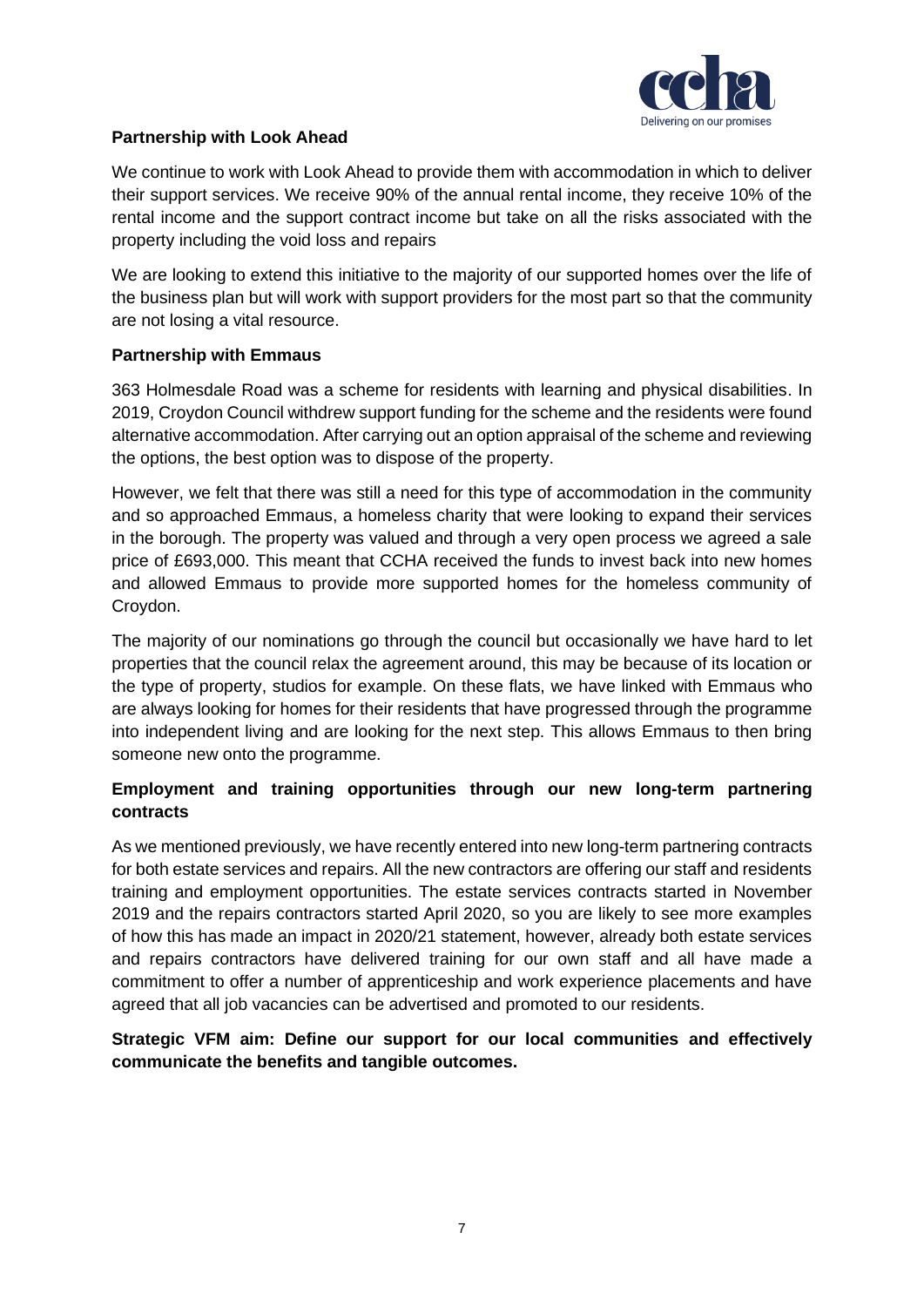**Partnership with Look Ahead**

We continue to work with Look Ahead to provide them with accommodation in which to deliver their support services. We receive 90% of the annual rental income, they receive 10% of the rental income and the support contract income but take on all the risks associated with the property including the void loss and repairs

We are looking to extend this initiative to the majority of our supported homes over the life of the business plan but will work with support providers for the most part so that the community are not losing a vital resource.

**Partnership with Emmaus**

363 Holmesdale Road was a scheme for residents with learning and physical disabilities. In 2019, Croydon Council withdrew support funding for the scheme and the residents were found alternative accommodation. After carrying out an option appraisal of the scheme and reviewing the options, the best option was to dispose of the property.

However, we felt that there was still a need for this type of accommodation in the community and so approached Emmaus, a homeless charity that were looking to expand their services in the borough. The property was valued and through a very open process we agreed a sale price of £693,000. This meant that CCHA received the funds to invest back into new homes and allowed Emmaus to provide more supported homes for the homeless community of Croydon.

The majority of our nominations go through the council but occasionally we have hard to let properties that the council relax the agreement around, this may be because of its location or the type of property, studios for example. On these flats, we have linked with Emmaus who are always looking for homes for their residents that have progressed through the programme into independent living and are looking for the next step. This allows Emmaus to then bring someone new onto the programme.

**Employment and training opportunities through our new long-term partnering contracts**

As we mentioned previously, we have recently entered into new long-term partnering contracts for both estate services and repairs. All the new contractors are offering our staff and residents training and employment opportunities. The estate services contracts started in November 2019 and the repairs contractors started April 2020, so you are likely to see more examples of how this has made an impact in 2020/21 statement, however, already both estate services and repairs contractors have delivered training for our own staff and all have made a commitment to offer a number of apprenticeship and work experience placements and have agreed that all job vacancies can be advertised and promoted to our residents.

**Strategic VFM aim: Define our support for our local communities and effectively communicate the benefits and tangible outcomes.**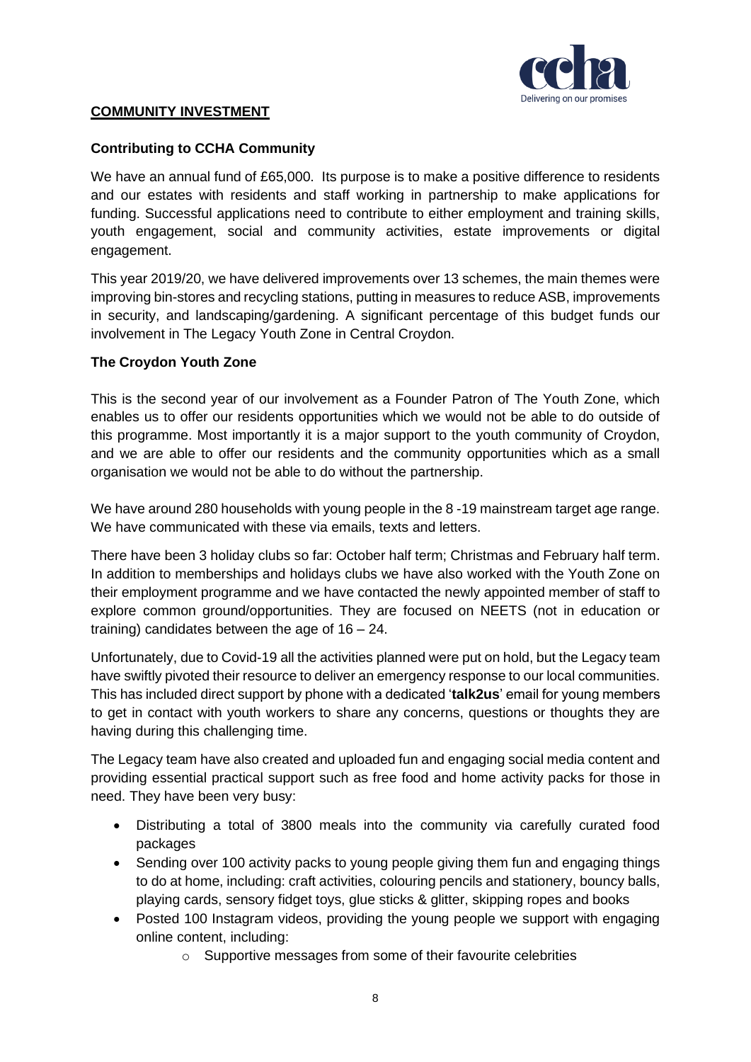**COMMUNITY INVESTMENT**

**Contributing to CCHA Community**

We have an annual fund of £65,000. Its purpose is to make a positive difference to residents and our estates with residents and staff working in partnership to make applications for funding. Successful applications need to contribute to either employment and training skills, youth engagement, social and community activities, estate improvements or digital engagement.

This year 2019/20, we have delivered improvements over 13 schemes, the main themes were improving bin-stores and recycling stations, putting in measures to reduce ASB, improvements in security, and landscaping/gardening. A significant percentage of this budget funds our involvement in The Legacy Youth Zone in Central Croydon.

**The Croydon Youth Zone**

This is the second year of our involvement as a Founder Patron of The Youth Zone, which enables us to offer our residents opportunities which we would not be able to do outside of this programme. Most importantly it is a major support to the youth community of Croydon, and we are able to offer our residents and the community opportunities which as a small organisation we would not be able to do without the partnership.

We have around 280 households with young people in the 8 -19 mainstream target age range. We have communicated with these via emails, texts and letters.

There have been 3 holiday clubs so far: October half term; Christmas and February half term. In addition to memberships and holidays clubs we have also worked with the Youth Zone on their employment programme and we have contacted the newly appointed member of staff to explore common ground/opportunities. They are focused on NEETS (not in education or training) candidates between the age of 16 – 24.

Unfortunately, due to Covid-19 all the activities planned were put on hold, but the Legacy team have swiftly pivoted their resource to deliver an emergency response to our local communities. This has included direct support by phone with a dedicated '**talk2us**' email for young members to get in contact with youth workers to share any concerns, questions or thoughts they are having during this challenging time.

The Legacy team have also created and uploaded fun and engaging social media content and providing essential practical support such as free food and home activity packs for those in need. They have been very busy:

- Distributing a total of 3800 meals into the community via carefully curated food packages
- Sending over 100 activity packs to young people giving them fun and engaging things to do at home, including: craft activities, colouring pencils and stationery, bouncy balls, playing cards, sensory fidget toys, glue sticks & glitter, skipping ropes and books
- Posted 100 Instagram videos, providing the young people we support with engaging online content, including:
    - Supportive messages from some of their favourite celebrities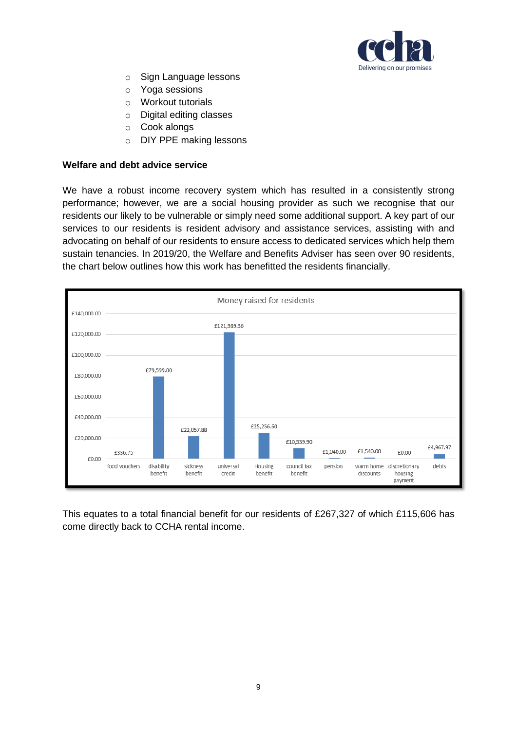- Sign Language lessons
- Yoga sessions
- Workout tutorials
- Digital editing classes
- Cook alongs
- DIY PPE making lessons

**Welfare and debt advice service**

We have a robust income recovery system which has resulted in a consistently strong performance; however, we are a social housing provider as such we recognise that our residents our likely to be vulnerable or simply need some additional support. A key part of our services to our residents is resident advisory and assistance services, assisting with and advocating on behalf of our residents to ensure access to dedicated services which help them sustain tenancies. In 2019/20, the Welfare and Benefits Adviser has seen over 90 residents, the chart below outlines how this work has benefitted the residents financially.

Money raised for residents

| Category | Amount |
| --- | --- |
| food vouchers | £336.75 |
| disability benefit | £79,599.00 |
| sickness benefit | £22,057.88 |
| universal credit | £121,989.36 |
| Housing benefit | £25,256.60 |
| council tax benefit | £10,539.90 |
| pension | £1,040.00 |
| warm home discounts | £1,540.00 |
| discretionary housing payment | £0.00 |
| debts | £4,967.97 |

This equates to a total financial benefit for our residents of £267,327 of which £115,606 has come directly back to CCHA rental income.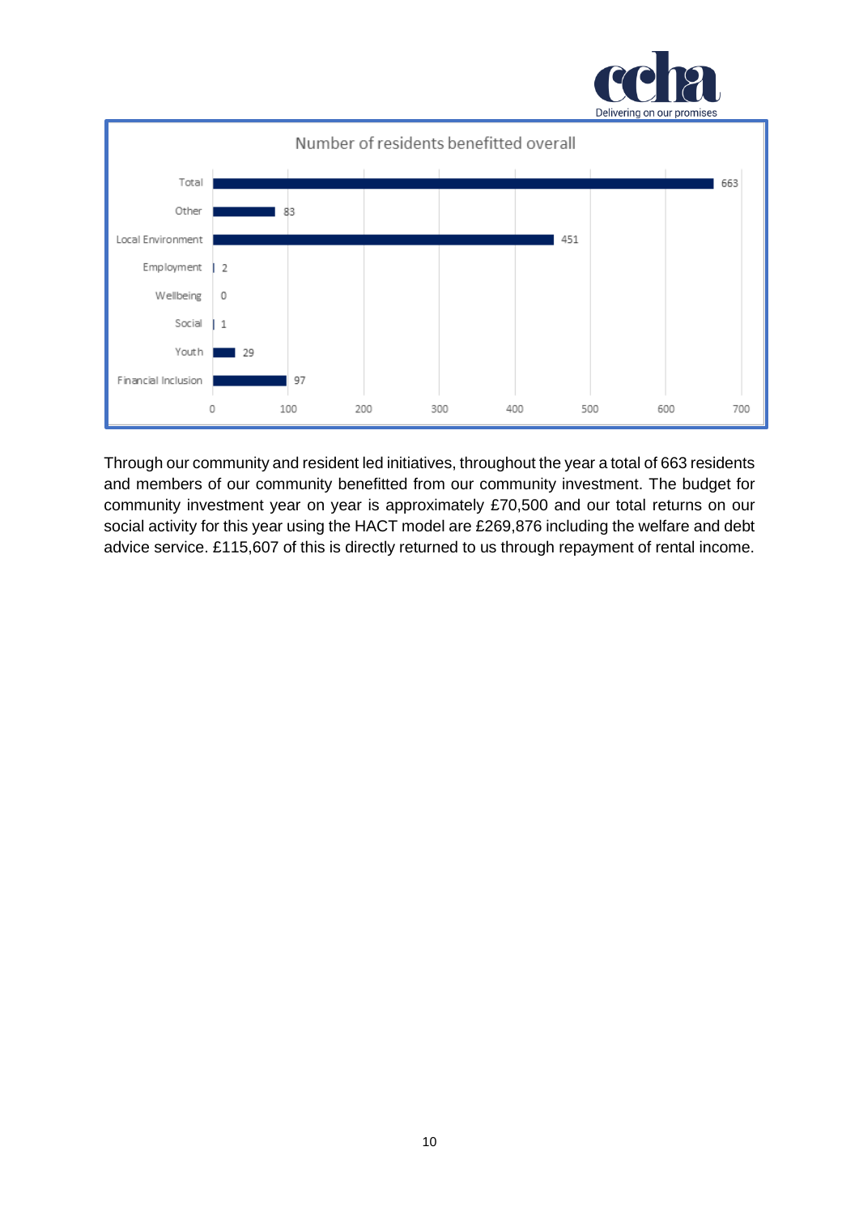Number of residents benefitted overall

Total 663
Other 83
Local Environment 451
Employment 2
Wellbeing 0
Social 1
Youth 29
Financial Inclusion 97

0 100 200 300 400 500 600 700

Through our community and resident led initiatives, throughout the year a total of 663 residents and members of our community benefitted from our community investment. The budget for community investment year on year is approximately £70,500 and our total returns on our social activity for this year using the HACT model are £269,876 including the welfare and debt advice service. £115,607 of this is directly returned to us through repayment of rental income.